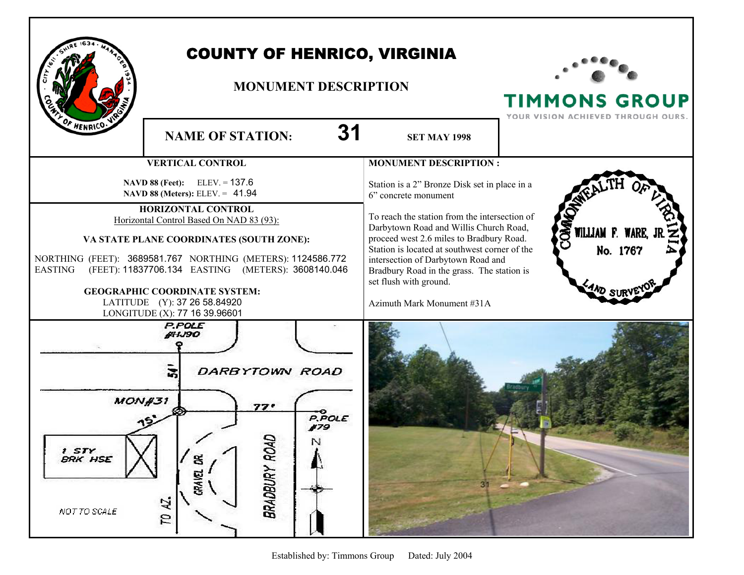# COUNTY OF HENRICO, VIRGINIA

## MONUMENT DESCRIPTION

TIMMONS GROUP
YOUR VISION ACHIEVED THROUGH OURS.

**NAME OF STATION:** 31 **SET MAY 1998**

### VERTICAL CONTROL

**NAVD 88 (Feet):** ELEV. = 137.6
**NAVD 88 (Meters):** ELEV. = 41.94

### HORIZONTAL CONTROL

Horizontal Control Based On NAD 83 (93):

**VA STATE PLANE COORDINATES (SOUTH ZONE):**

NORTHING (FEET): 3689581.767 NORTHING (METERS): 1124586.772
EASTING (FEET): 11837706.134 EASTING (METERS): 3608140.046

**GEOGRAPHIC COORDINATE SYSTEM:**

LATITUDE (Y): 37 26 58.84920
LONGITUDE (X): 77 16 39.96601

### MONUMENT DESCRIPTION :

Station is a 2" Bronze Disk set in place in a 6" concrete monument

To reach the station from the intersection of Darbytown Road and Willis Church Road, proceed west 2.6 miles to Bradbury Road. Station is located at southwest corner of the intersection of Darbytown Road and Bradbury Road in the grass. The station is set flush with ground.

Azimuth Mark Monument #31A

COMMONWEALTH OF VIRGINIA
WILLIAM F. WARE, JR.
No. 1767
LAND SURVEYOR

P.POLE #HJ90
54'
DARBYTOWN ROAD
MON#31
77'
P.POLE #79
75'
1 STY BRK HSE
GRAVEL DR.
BRADBURY ROAD
N
NOT TO SCALE
TO AZ.

Established by: Timmons Group Dated: July 2004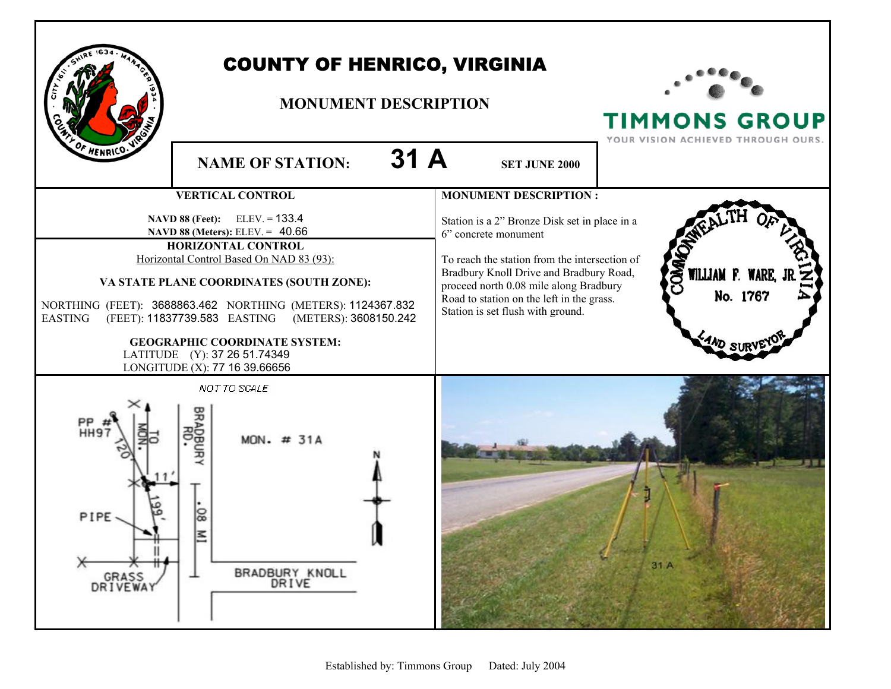# COUNTY OF HENRICO, VIRGINIA

## MONUMENT DESCRIPTION

TIMMONS GROUP
YOUR VISION ACHIEVED THROUGH OURS.

**NAME OF STATION:** **31 A** **SET JUNE 2000**

### VERTICAL CONTROL

**NAVD 88 (Feet):** ELEV. = 133.4
**NAVD 88 (Meters):** ELEV. = 40.66

### HORIZONTAL CONTROL

Horizontal Control Based On NAD 83 (93):

**VA STATE PLANE COORDINATES (SOUTH ZONE):**

NORTHING (FEET): 3688863.462 NORTHING (METERS): 1124367.832
EASTING (FEET): 11837739.583 EASTING (METERS): 3608150.242

**GEOGRAPHIC COORDINATE SYSTEM:**

LATITUDE (Y): 37 26 51.74349
LONGITUDE (X): 77 16 39.66656

### MONUMENT DESCRIPTION :

Station is a 2" Bronze Disk set in place in a 6" concrete monument

To reach the station from the intersection of Bradbury Knoll Drive and Bradbury Road, proceed north 0.08 mile along Bradbury Road to station on the left in the grass. Station is set flush with ground.

COMMONWEALTH OF VIRGINIA
WILLIAM F. WARE, JR.
No. 1767
LAND SURVEYOR

NOT TO SCALE

PP # HH97
TO MON.
BRADBURY RD.
MON. # 31A
N
120'
11'
199'
.08 MI
PIPE
GRASS DRIVEWAY
BRADBURY KNOLL DRIVE

31 A

Established by: Timmons Group Dated: July 2004